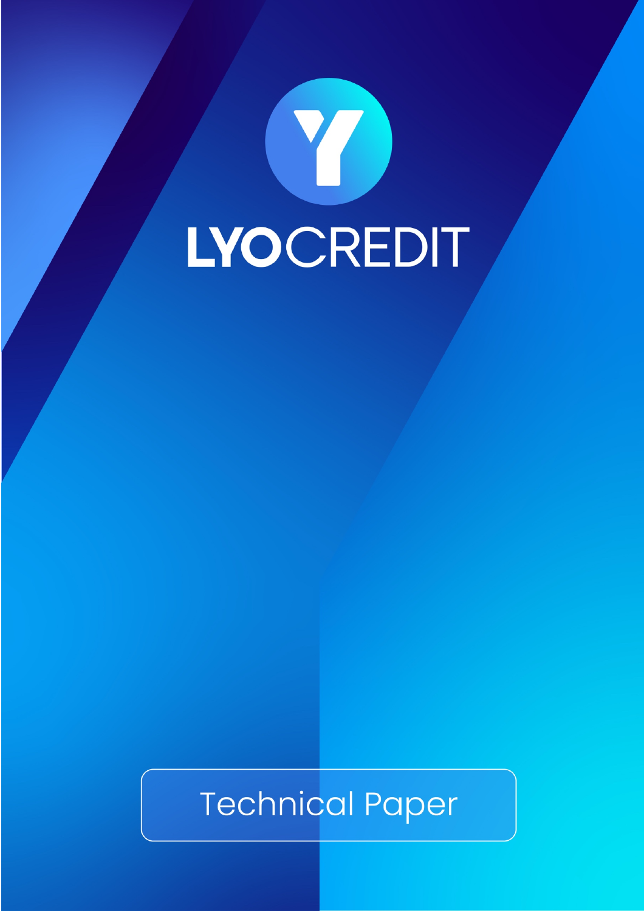# LYOCREDIT

Technical Paper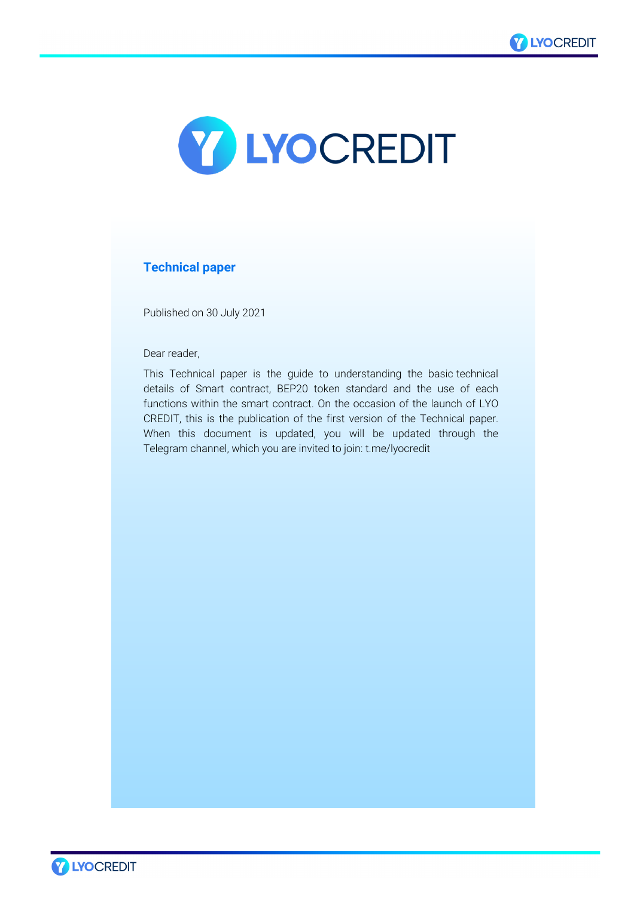# LYOCREDIT

## Technical paper

Published on 30 July 2021

Dear reader,

This Technical paper is the guide to understanding the basic technical details of Smart contract, BEP20 token standard and the use of each functions within the smart contract. On the occasion of the launch of LYO CREDIT, this is the publication of the first version of the Technical paper. When this document is updated, you will be updated through the Telegram channel, which you are invited to join: t.me/lyocredit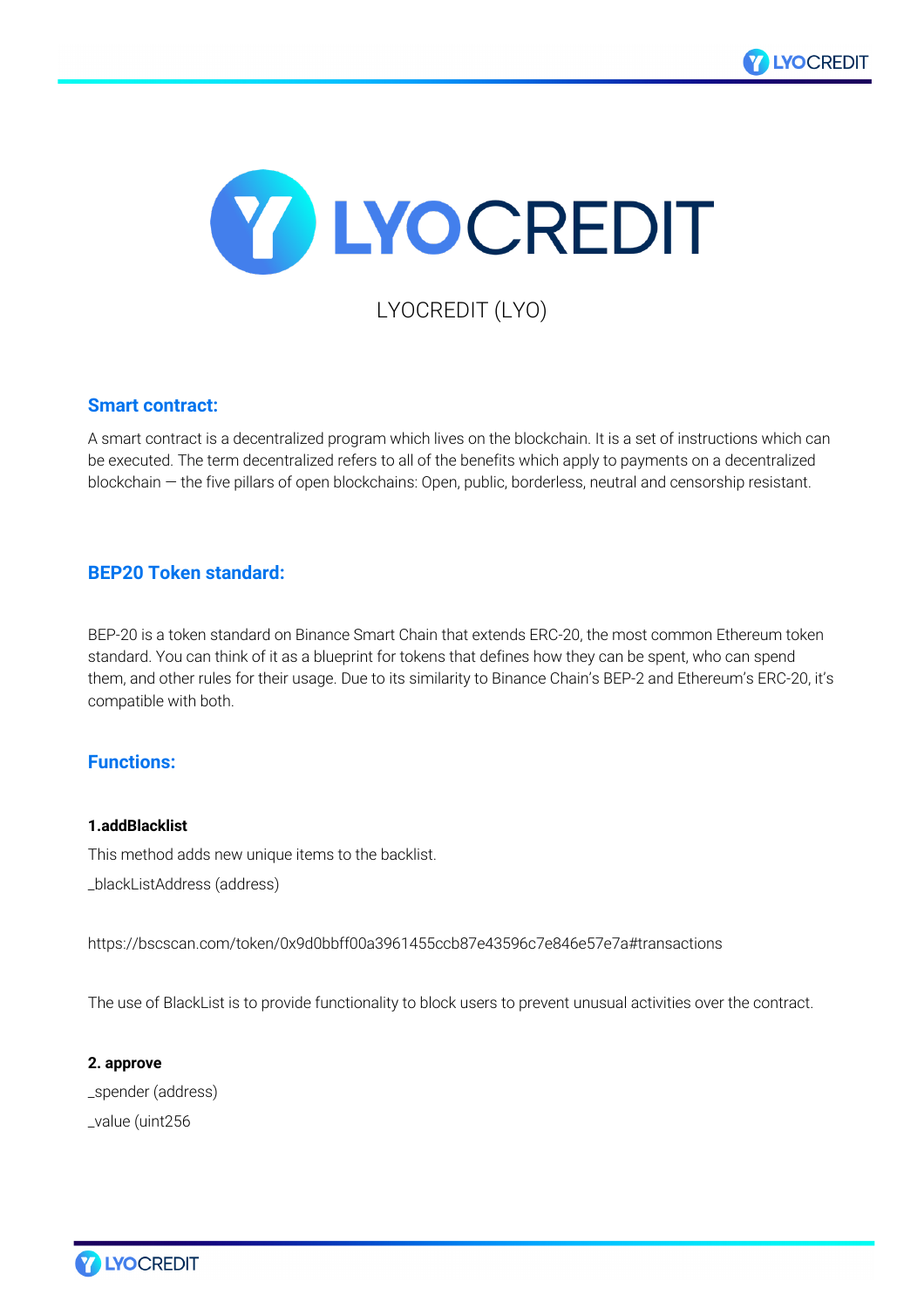# LYOCREDIT

LYOCREDIT (LYO)

## Smart contract:

A smart contract is a decentralized program which lives on the blockchain. It is a set of instructions which can be executed. The term decentralized refers to all of the benefits which apply to payments on a decentralized blockchain — the five pillars of open blockchains: Open, public, borderless, neutral and censorship resistant.

## BEP20 Token standard:

BEP-20 is a token standard on Binance Smart Chain that extends ERC-20, the most common Ethereum token standard. You can think of it as a blueprint for tokens that defines how they can be spent, who can spend them, and other rules for their usage. Due to its similarity to Binance Chain's BEP-2 and Ethereum's ERC-20, it's compatible with both.

## Functions:

**1.addBlacklist**

This method adds new unique items to the backlist.

_blackListAddress (address)

https://bscscan.com/token/0x9d0bbff00a3961455ccb87e43596c7e846e57e7a#transactions

The use of BlackList is to provide functionality to block users to prevent unusual activities over the contract.

**2. approve**

_spender (address)

_value (uint256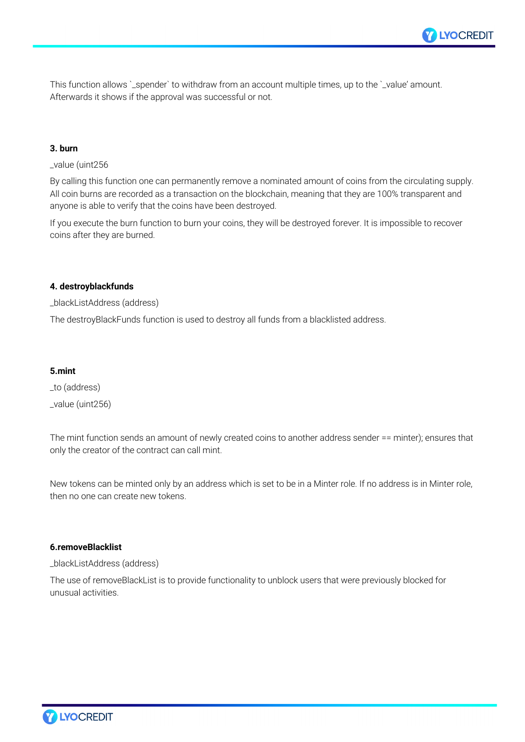This function allows `_spender` to withdraw from an account multiple times, up to the `_value' amount. Afterwards it shows if the approval was successful or not.

**3. burn**

_value (uint256

By calling this function one can permanently remove a nominated amount of coins from the circulating supply. All coin burns are recorded as a transaction on the blockchain, meaning that they are 100% transparent and anyone is able to verify that the coins have been destroyed.

If you execute the burn function to burn your coins, they will be destroyed forever. It is impossible to recover coins after they are burned.

**4. destroyblackfunds**

_blackListAddress (address)

The destroyBlackFunds function is used to destroy all funds from a blacklisted address.

**5.mint**

_to (address)

_value (uint256)

The mint function sends an amount of newly created coins to another address sender == minter); ensures that only the creator of the contract can call mint.

New tokens can be minted only by an address which is set to be in a Minter role. If no address is in Minter role, then no one can create new tokens.

**6.removeBlacklist**

_blackListAddress (address)

The use of removeBlackList is to provide functionality to unblock users that were previously blocked for unusual activities.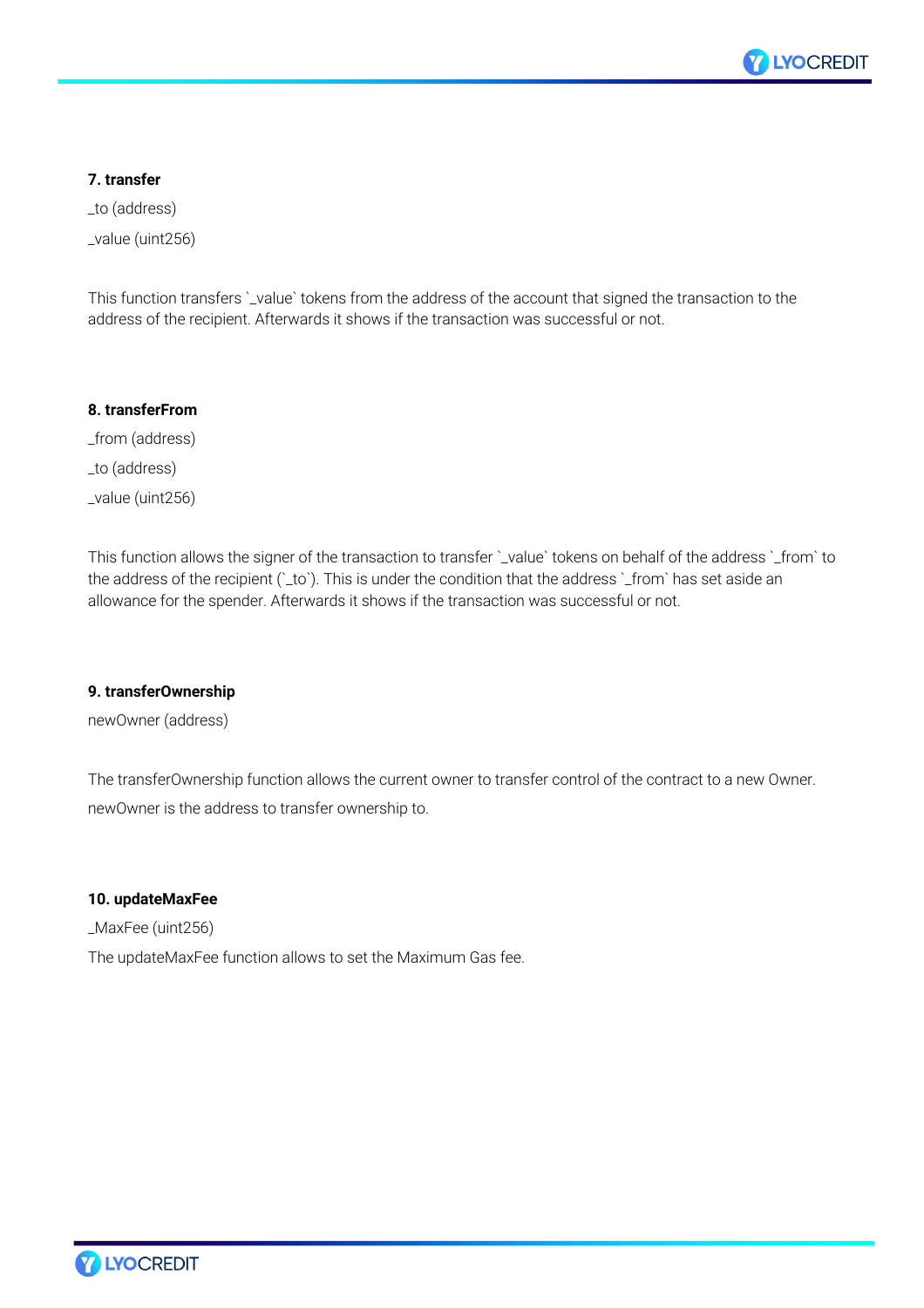**7. transfer**

_to (address)

_value (uint256)

This function transfers `_value` tokens from the address of the account that signed the transaction to the address of the recipient. Afterwards it shows if the transaction was successful or not.

**8. transferFrom**

_from (address)

_to (address)

_value (uint256)

This function allows the signer of the transaction to transfer `_value` tokens on behalf of the address `_from` to the address of the recipient (`_to`). This is under the condition that the address `_from` has set aside an allowance for the spender. Afterwards it shows if the transaction was successful or not.

**9. transferOwnership**

newOwner (address)

The transferOwnership function allows the current owner to transfer control of the contract to a new Owner.

newOwner is the address to transfer ownership to.

**10. updateMaxFee**

_MaxFee (uint256)

The updateMaxFee function allows to set the Maximum Gas fee.